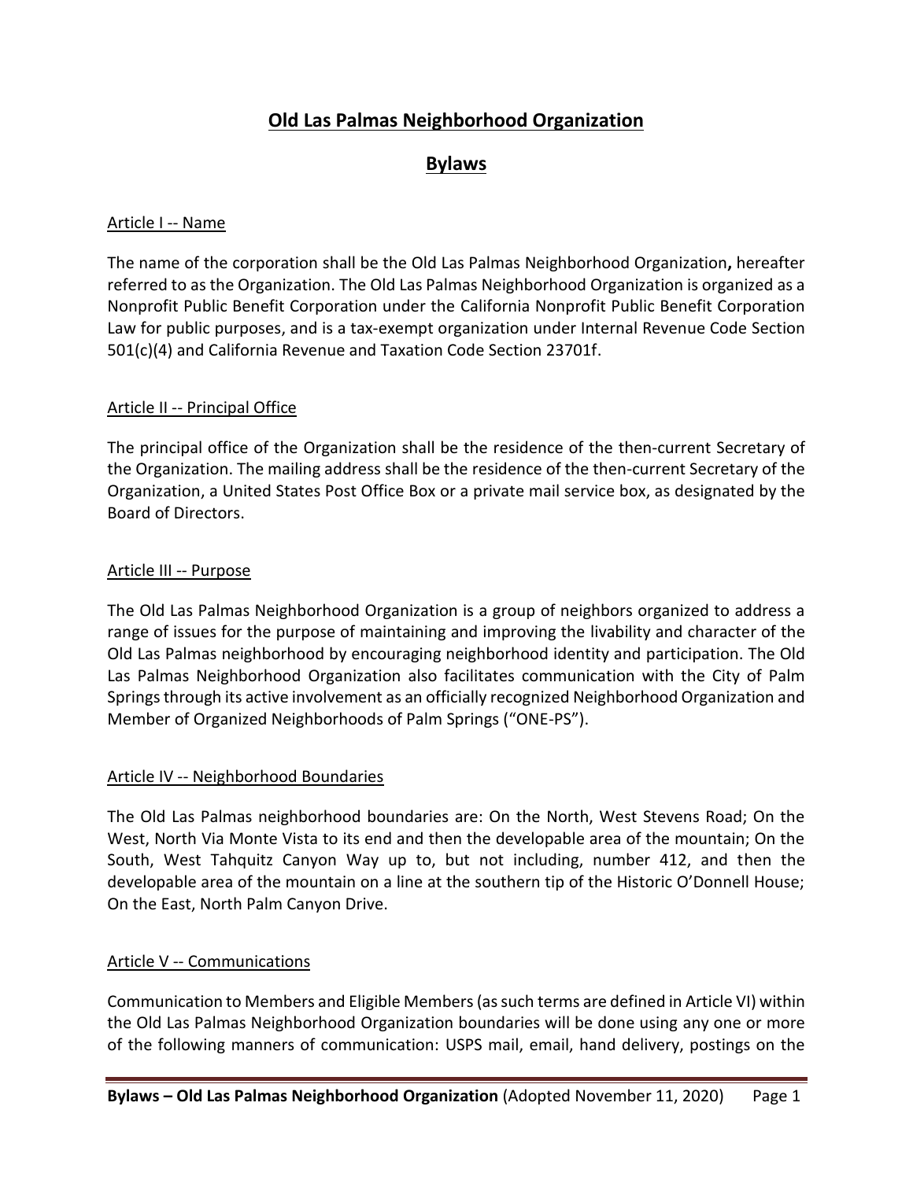# Old Las Palmas Neighborhood Organization

## Bylaws

Article I -- Name

The name of the corporation shall be the Old Las Palmas Neighborhood Organization**,** hereafter referred to as the Organization. The Old Las Palmas Neighborhood Organization is organized as a Nonprofit Public Benefit Corporation under the California Nonprofit Public Benefit Corporation Law for public purposes, and is a tax-exempt organization under Internal Revenue Code Section 501(c)(4) and California Revenue and Taxation Code Section 23701f.

Article II -- Principal Office

The principal office of the Organization shall be the residence of the then-current Secretary of the Organization. The mailing address shall be the residence of the then-current Secretary of the Organization, a United States Post Office Box or a private mail service box, as designated by the Board of Directors.

Article III -- Purpose

The Old Las Palmas Neighborhood Organization is a group of neighbors organized to address a range of issues for the purpose of maintaining and improving the livability and character of the Old Las Palmas neighborhood by encouraging neighborhood identity and participation. The Old Las Palmas Neighborhood Organization also facilitates communication with the City of Palm Springs through its active involvement as an officially recognized Neighborhood Organization and Member of Organized Neighborhoods of Palm Springs ("ONE-PS").

Article IV -- Neighborhood Boundaries

The Old Las Palmas neighborhood boundaries are: On the North, West Stevens Road; On the West, North Via Monte Vista to its end and then the developable area of the mountain; On the South, West Tahquitz Canyon Way up to, but not including, number 412, and then the developable area of the mountain on a line at the southern tip of the Historic O'Donnell House; On the East, North Palm Canyon Drive.

Article V -- Communications

Communication to Members and Eligible Members (as such terms are defined in Article VI) within the Old Las Palmas Neighborhood Organization boundaries will be done using any one or more of the following manners of communication: USPS mail, email, hand delivery, postings on the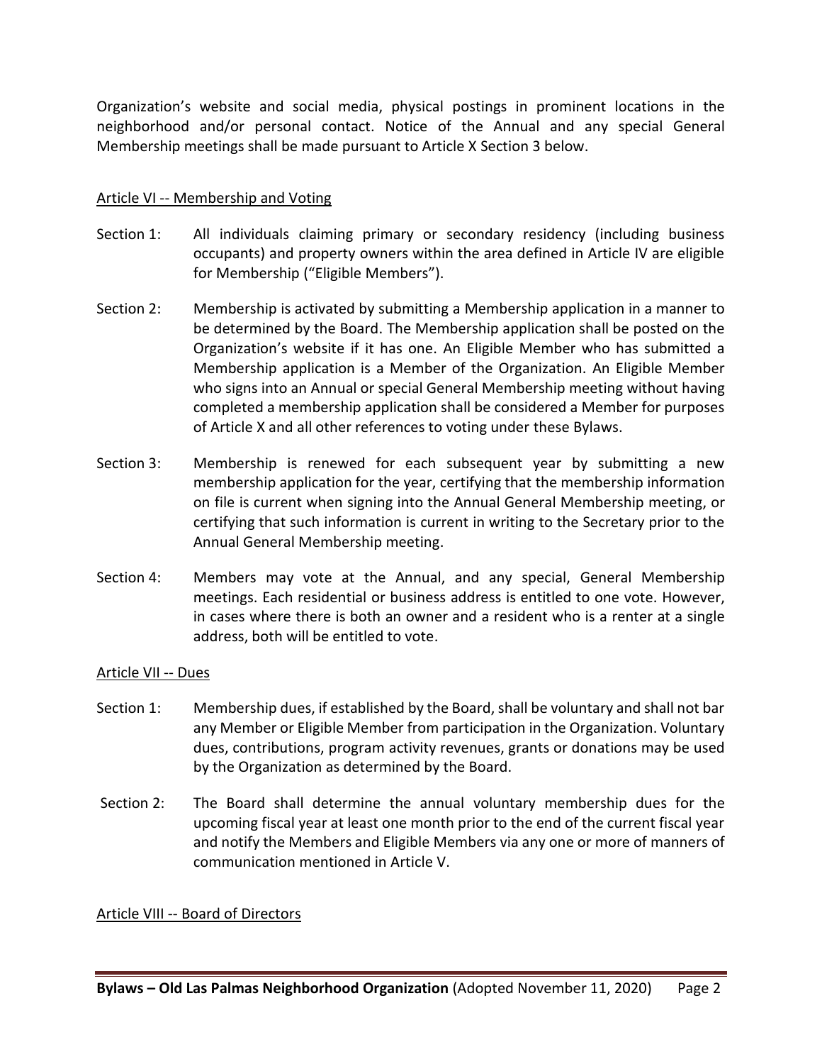Organization's website and social media, physical postings in prominent locations in the neighborhood and/or personal contact. Notice of the Annual and any special General Membership meetings shall be made pursuant to Article X Section 3 below.

## Article VI -- Membership and Voting

Section 1: All individuals claiming primary or secondary residency (including business occupants) and property owners within the area defined in Article IV are eligible for Membership ("Eligible Members").

Section 2: Membership is activated by submitting a Membership application in a manner to be determined by the Board. The Membership application shall be posted on the Organization's website if it has one. An Eligible Member who has submitted a Membership application is a Member of the Organization. An Eligible Member who signs into an Annual or special General Membership meeting without having completed a membership application shall be considered a Member for purposes of Article X and all other references to voting under these Bylaws.

Section 3: Membership is renewed for each subsequent year by submitting a new membership application for the year, certifying that the membership information on file is current when signing into the Annual General Membership meeting, or certifying that such information is current in writing to the Secretary prior to the Annual General Membership meeting.

Section 4: Members may vote at the Annual, and any special, General Membership meetings. Each residential or business address is entitled to one vote. However, in cases where there is both an owner and a resident who is a renter at a single address, both will be entitled to vote.

## Article VII -- Dues

Section 1: Membership dues, if established by the Board, shall be voluntary and shall not bar any Member or Eligible Member from participation in the Organization. Voluntary dues, contributions, program activity revenues, grants or donations may be used by the Organization as determined by the Board.

Section 2: The Board shall determine the annual voluntary membership dues for the upcoming fiscal year at least one month prior to the end of the current fiscal year and notify the Members and Eligible Members via any one or more of manners of communication mentioned in Article V.

## Article VIII -- Board of Directors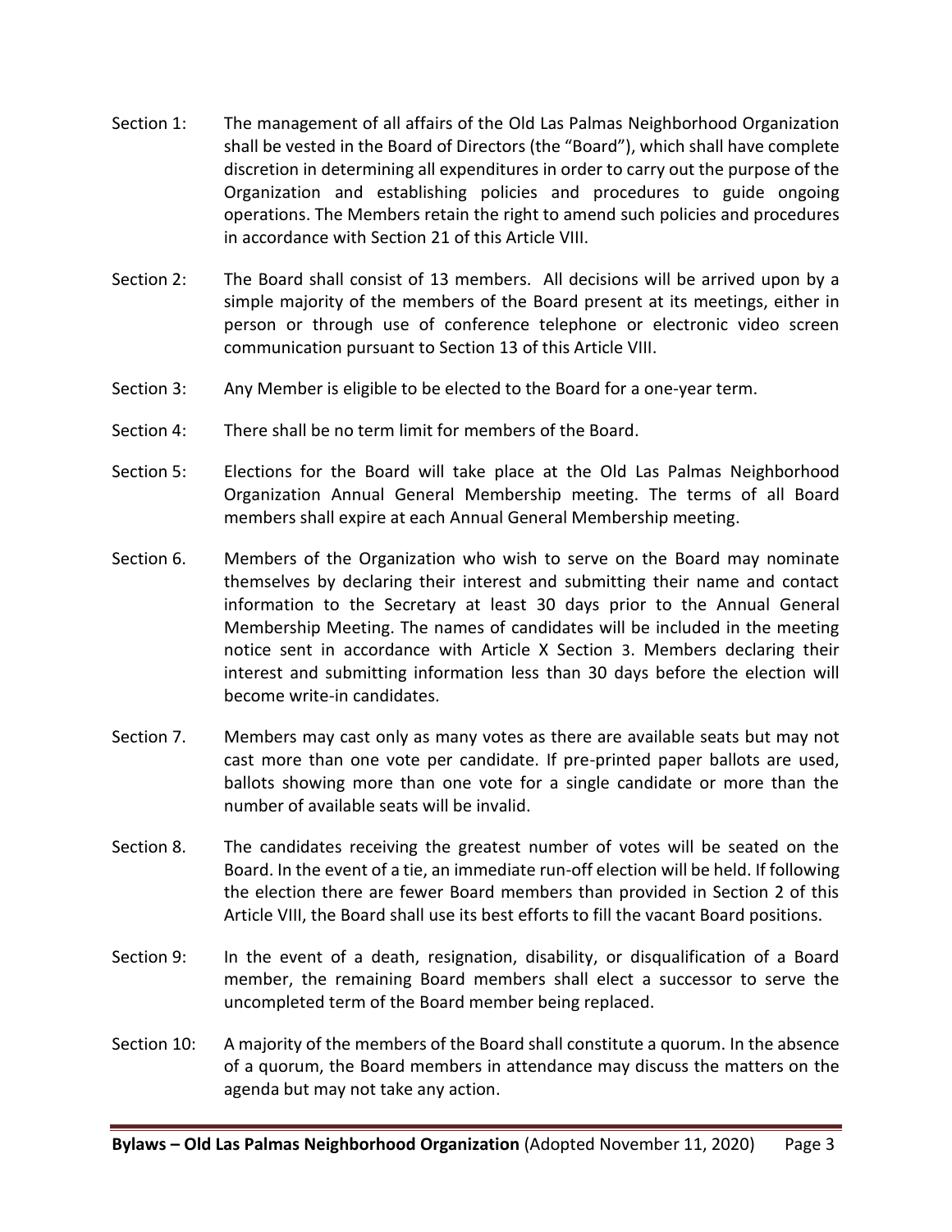Section 1: The management of all affairs of the Old Las Palmas Neighborhood Organization shall be vested in the Board of Directors (the "Board"), which shall have complete discretion in determining all expenditures in order to carry out the purpose of the Organization and establishing policies and procedures to guide ongoing operations. The Members retain the right to amend such policies and procedures in accordance with Section 21 of this Article VIII.

Section 2: The Board shall consist of 13 members. All decisions will be arrived upon by a simple majority of the members of the Board present at its meetings, either in person or through use of conference telephone or electronic video screen communication pursuant to Section 13 of this Article VIII.

Section 3: Any Member is eligible to be elected to the Board for a one-year term.

Section 4: There shall be no term limit for members of the Board.

Section 5: Elections for the Board will take place at the Old Las Palmas Neighborhood Organization Annual General Membership meeting. The terms of all Board members shall expire at each Annual General Membership meeting.

Section 6. Members of the Organization who wish to serve on the Board may nominate themselves by declaring their interest and submitting their name and contact information to the Secretary at least 30 days prior to the Annual General Membership Meeting. The names of candidates will be included in the meeting notice sent in accordance with Article X Section 3. Members declaring their interest and submitting information less than 30 days before the election will become write-in candidates.

Section 7. Members may cast only as many votes as there are available seats but may not cast more than one vote per candidate. If pre-printed paper ballots are used, ballots showing more than one vote for a single candidate or more than the number of available seats will be invalid.

Section 8. The candidates receiving the greatest number of votes will be seated on the Board. In the event of a tie, an immediate run-off election will be held. If following the election there are fewer Board members than provided in Section 2 of this Article VIII, the Board shall use its best efforts to fill the vacant Board positions.

Section 9: In the event of a death, resignation, disability, or disqualification of a Board member, the remaining Board members shall elect a successor to serve the uncompleted term of the Board member being replaced.

Section 10: A majority of the members of the Board shall constitute a quorum. In the absence of a quorum, the Board members in attendance may discuss the matters on the agenda but may not take any action.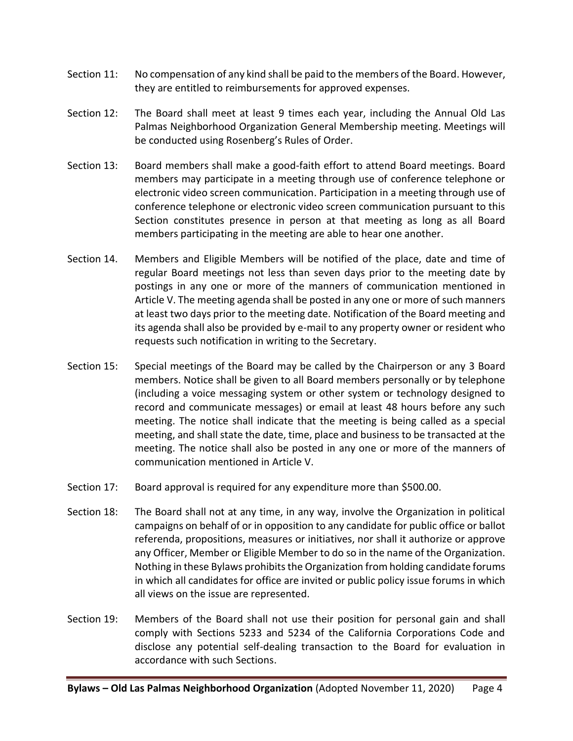Section 11: No compensation of any kind shall be paid to the members of the Board. However, they are entitled to reimbursements for approved expenses.

Section 12: The Board shall meet at least 9 times each year, including the Annual Old Las Palmas Neighborhood Organization General Membership meeting. Meetings will be conducted using Rosenberg's Rules of Order.

Section 13: Board members shall make a good-faith effort to attend Board meetings. Board members may participate in a meeting through use of conference telephone or electronic video screen communication. Participation in a meeting through use of conference telephone or electronic video screen communication pursuant to this Section constitutes presence in person at that meeting as long as all Board members participating in the meeting are able to hear one another.

Section 14. Members and Eligible Members will be notified of the place, date and time of regular Board meetings not less than seven days prior to the meeting date by postings in any one or more of the manners of communication mentioned in Article V. The meeting agenda shall be posted in any one or more of such manners at least two days prior to the meeting date. Notification of the Board meeting and its agenda shall also be provided by e-mail to any property owner or resident who requests such notification in writing to the Secretary.

Section 15: Special meetings of the Board may be called by the Chairperson or any 3 Board members. Notice shall be given to all Board members personally or by telephone (including a voice messaging system or other system or technology designed to record and communicate messages) or email at least 48 hours before any such meeting. The notice shall indicate that the meeting is being called as a special meeting, and shall state the date, time, place and business to be transacted at the meeting. The notice shall also be posted in any one or more of the manners of communication mentioned in Article V.

Section 17: Board approval is required for any expenditure more than $500.00.

Section 18: The Board shall not at any time, in any way, involve the Organization in political campaigns on behalf of or in opposition to any candidate for public office or ballot referenda, propositions, measures or initiatives, nor shall it authorize or approve any Officer, Member or Eligible Member to do so in the name of the Organization. Nothing in these Bylaws prohibits the Organization from holding candidate forums in which all candidates for office are invited or public policy issue forums in which all views on the issue are represented.

Section 19: Members of the Board shall not use their position for personal gain and shall comply with Sections 5233 and 5234 of the California Corporations Code and disclose any potential self-dealing transaction to the Board for evaluation in accordance with such Sections.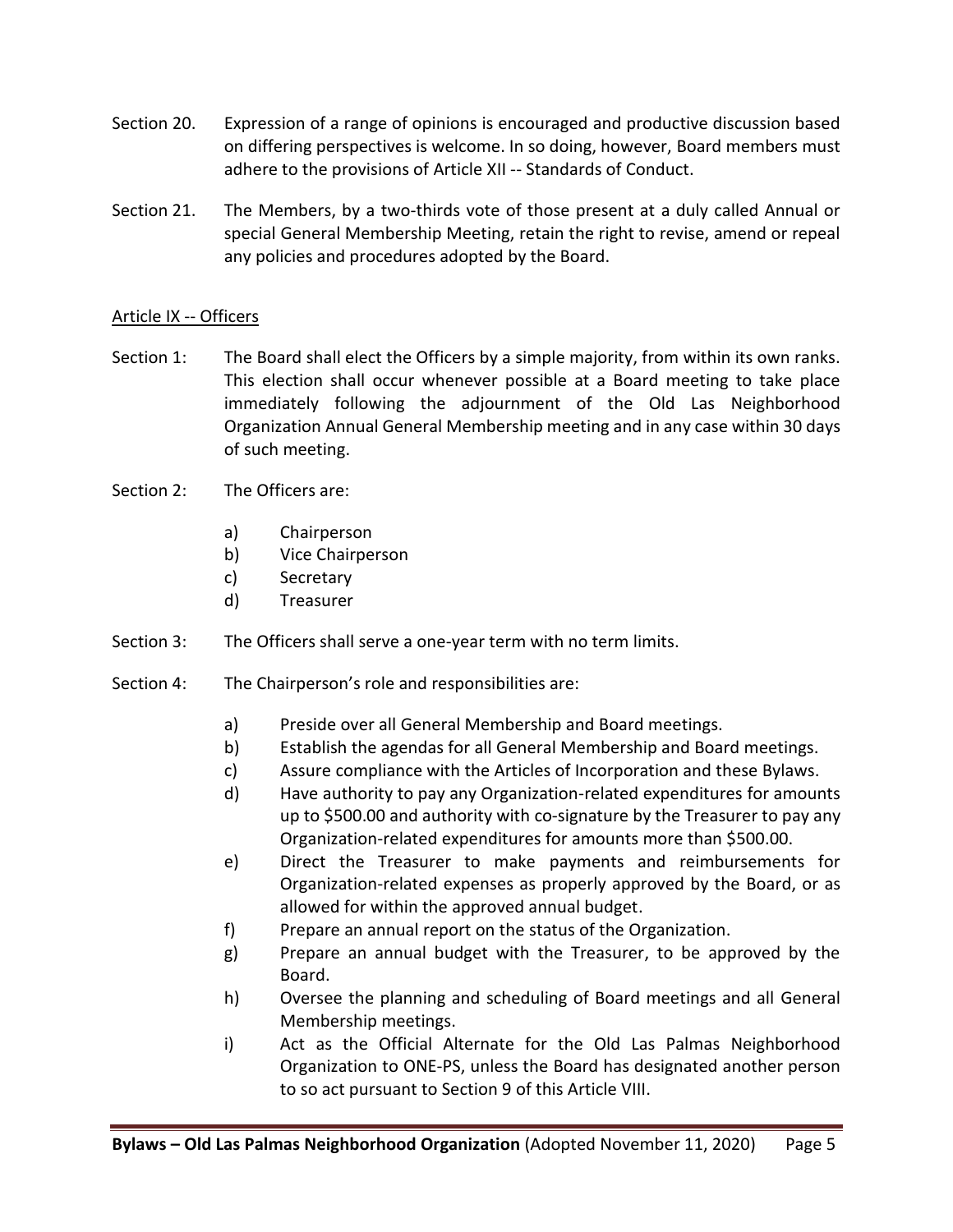Section 20. Expression of a range of opinions is encouraged and productive discussion based on differing perspectives is welcome. In so doing, however, Board members must adhere to the provisions of Article XII -- Standards of Conduct.

Section 21. The Members, by a two-thirds vote of those present at a duly called Annual or special General Membership Meeting, retain the right to revise, amend or repeal any policies and procedures adopted by the Board.

## Article IX -- Officers

Section 1: The Board shall elect the Officers by a simple majority, from within its own ranks. This election shall occur whenever possible at a Board meeting to take place immediately following the adjournment of the Old Las Neighborhood Organization Annual General Membership meeting and in any case within 30 days of such meeting.

Section 2: The Officers are:

a) Chairperson
b) Vice Chairperson
c) Secretary
d) Treasurer

Section 3: The Officers shall serve a one-year term with no term limits.

Section 4: The Chairperson's role and responsibilities are:

a) Preside over all General Membership and Board meetings.
b) Establish the agendas for all General Membership and Board meetings.
c) Assure compliance with the Articles of Incorporation and these Bylaws.
d) Have authority to pay any Organization-related expenditures for amounts up to $500.00 and authority with co-signature by the Treasurer to pay any Organization-related expenditures for amounts more than $500.00.
e) Direct the Treasurer to make payments and reimbursements for Organization-related expenses as properly approved by the Board, or as allowed for within the approved annual budget.
f) Prepare an annual report on the status of the Organization.
g) Prepare an annual budget with the Treasurer, to be approved by the Board.
h) Oversee the planning and scheduling of Board meetings and all General Membership meetings.
i) Act as the Official Alternate for the Old Las Palmas Neighborhood Organization to ONE-PS, unless the Board has designated another person to so act pursuant to Section 9 of this Article VIII.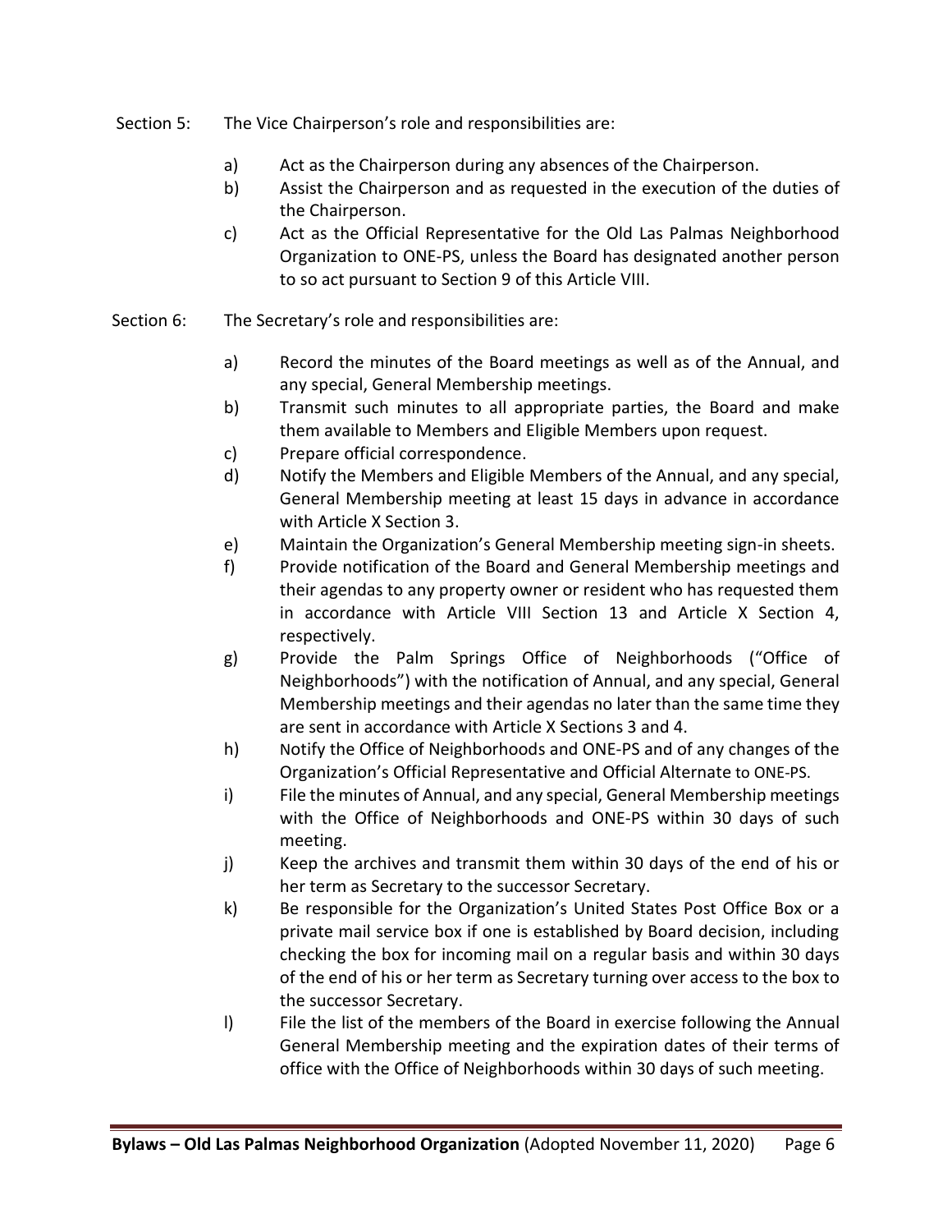Section 5: The Vice Chairperson's role and responsibilities are:

a) Act as the Chairperson during any absences of the Chairperson.
b) Assist the Chairperson and as requested in the execution of the duties of the Chairperson.
c) Act as the Official Representative for the Old Las Palmas Neighborhood Organization to ONE-PS, unless the Board has designated another person to so act pursuant to Section 9 of this Article VIII.

Section 6: The Secretary's role and responsibilities are:

a) Record the minutes of the Board meetings as well as of the Annual, and any special, General Membership meetings.
b) Transmit such minutes to all appropriate parties, the Board and make them available to Members and Eligible Members upon request.
c) Prepare official correspondence.
d) Notify the Members and Eligible Members of the Annual, and any special, General Membership meeting at least 15 days in advance in accordance with Article X Section 3.
e) Maintain the Organization's General Membership meeting sign-in sheets.
f) Provide notification of the Board and General Membership meetings and their agendas to any property owner or resident who has requested them in accordance with Article VIII Section 13 and Article X Section 4, respectively.
g) Provide the Palm Springs Office of Neighborhoods ("Office of Neighborhoods") with the notification of Annual, and any special, General Membership meetings and their agendas no later than the same time they are sent in accordance with Article X Sections 3 and 4.
h) Notify the Office of Neighborhoods and ONE-PS and of any changes of the Organization's Official Representative and Official Alternate to ONE-PS.
i) File the minutes of Annual, and any special, General Membership meetings with the Office of Neighborhoods and ONE-PS within 30 days of such meeting.
j) Keep the archives and transmit them within 30 days of the end of his or her term as Secretary to the successor Secretary.
k) Be responsible for the Organization's United States Post Office Box or a private mail service box if one is established by Board decision, including checking the box for incoming mail on a regular basis and within 30 days of the end of his or her term as Secretary turning over access to the box to the successor Secretary.
l) File the list of the members of the Board in exercise following the Annual General Membership meeting and the expiration dates of their terms of office with the Office of Neighborhoods within 30 days of such meeting.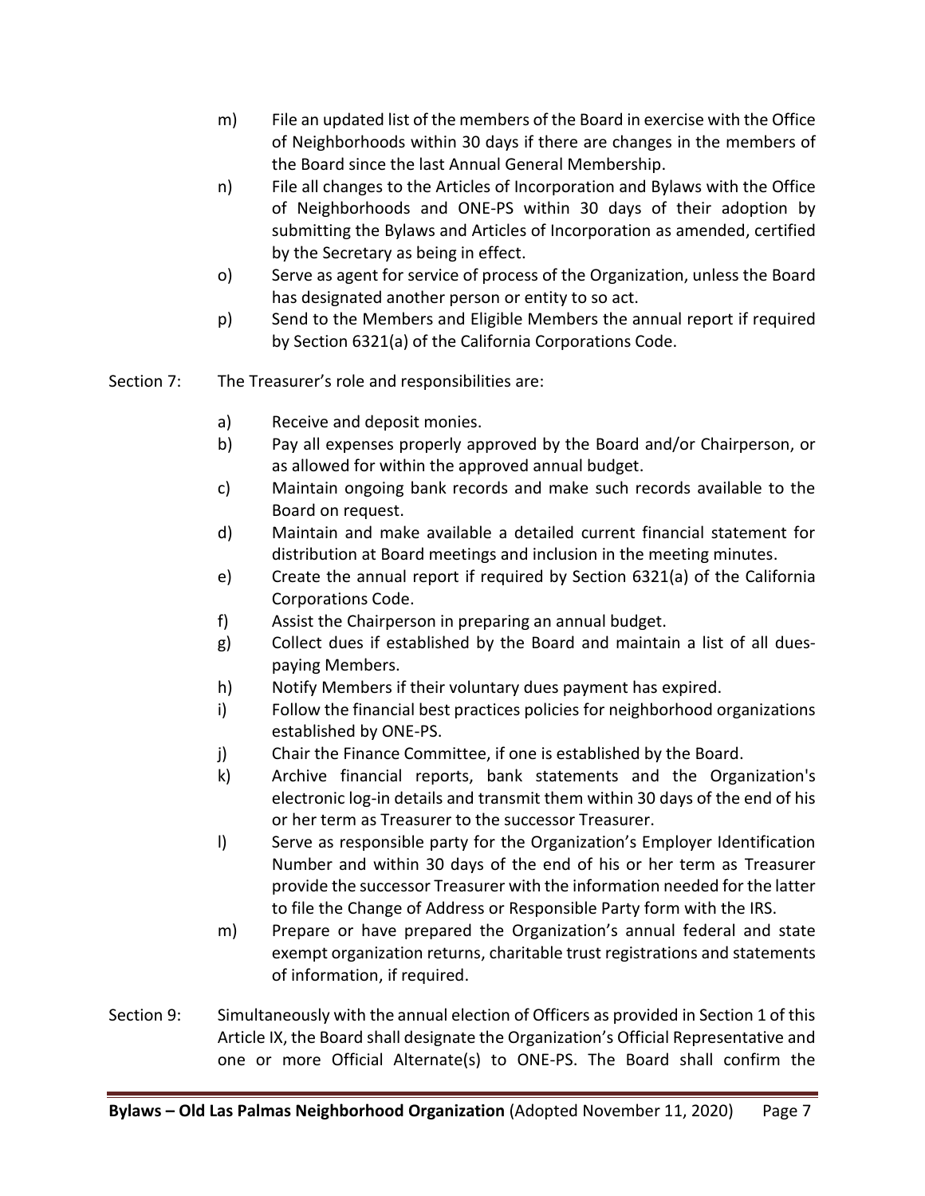m) File an updated list of the members of the Board in exercise with the Office of Neighborhoods within 30 days if there are changes in the members of the Board since the last Annual General Membership.

n) File all changes to the Articles of Incorporation and Bylaws with the Office of Neighborhoods and ONE-PS within 30 days of their adoption by submitting the Bylaws and Articles of Incorporation as amended, certified by the Secretary as being in effect.

o) Serve as agent for service of process of the Organization, unless the Board has designated another person or entity to so act.

p) Send to the Members and Eligible Members the annual report if required by Section 6321(a) of the California Corporations Code.

Section 7: The Treasurer's role and responsibilities are:

a) Receive and deposit monies.

b) Pay all expenses properly approved by the Board and/or Chairperson, or as allowed for within the approved annual budget.

c) Maintain ongoing bank records and make such records available to the Board on request.

d) Maintain and make available a detailed current financial statement for distribution at Board meetings and inclusion in the meeting minutes.

e) Create the annual report if required by Section 6321(a) of the California Corporations Code.

f) Assist the Chairperson in preparing an annual budget.

g) Collect dues if established by the Board and maintain a list of all dues-paying Members.

h) Notify Members if their voluntary dues payment has expired.

i) Follow the financial best practices policies for neighborhood organizations established by ONE-PS.

j) Chair the Finance Committee, if one is established by the Board.

k) Archive financial reports, bank statements and the Organization's electronic log-in details and transmit them within 30 days of the end of his or her term as Treasurer to the successor Treasurer.

l) Serve as responsible party for the Organization's Employer Identification Number and within 30 days of the end of his or her term as Treasurer provide the successor Treasurer with the information needed for the latter to file the Change of Address or Responsible Party form with the IRS.

m) Prepare or have prepared the Organization's annual federal and state exempt organization returns, charitable trust registrations and statements of information, if required.

Section 9: Simultaneously with the annual election of Officers as provided in Section 1 of this Article IX, the Board shall designate the Organization's Official Representative and one or more Official Alternate(s) to ONE-PS. The Board shall confirm the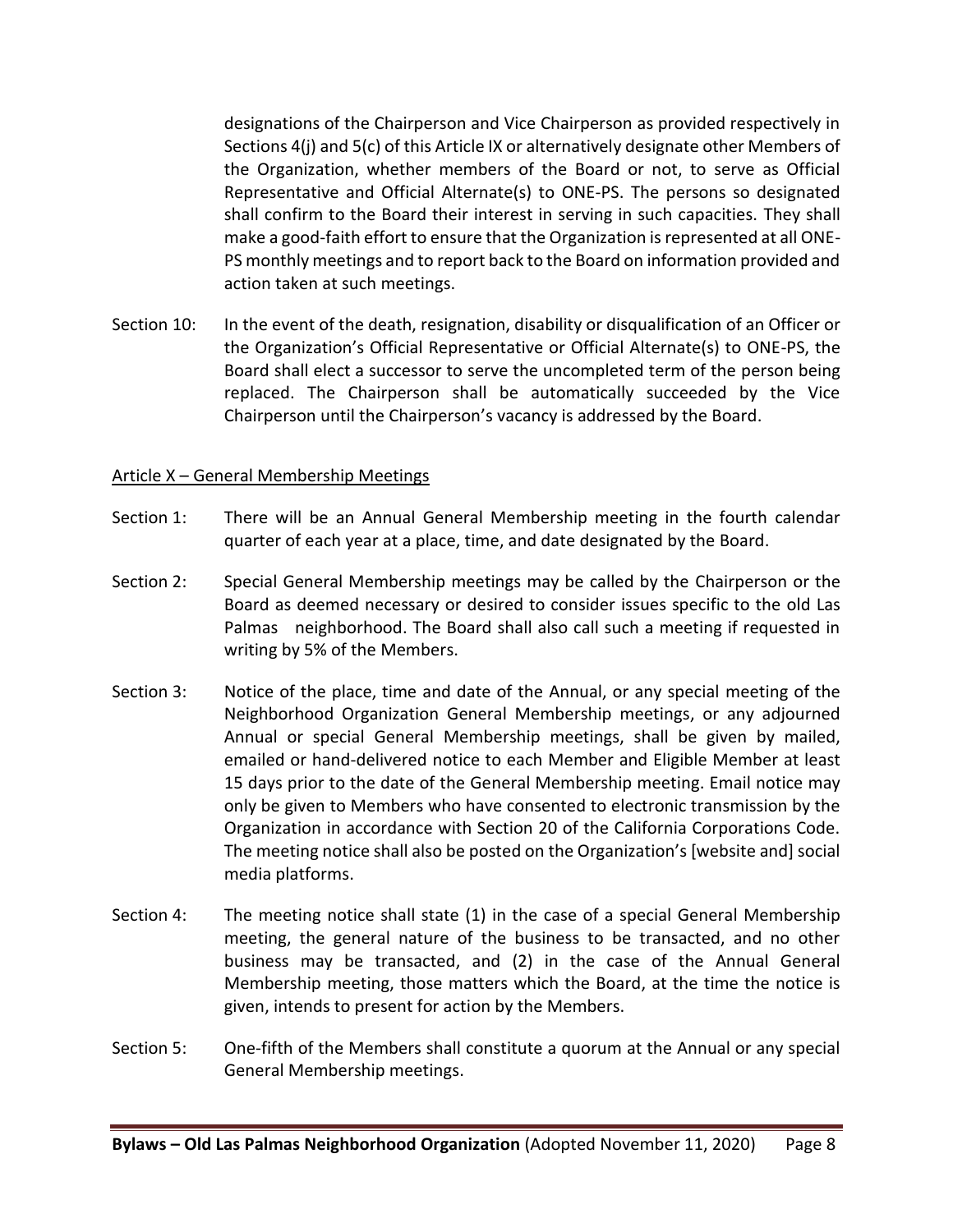designations of the Chairperson and Vice Chairperson as provided respectively in Sections 4(j) and 5(c) of this Article IX or alternatively designate other Members of the Organization, whether members of the Board or not, to serve as Official Representative and Official Alternate(s) to ONE-PS. The persons so designated shall confirm to the Board their interest in serving in such capacities. They shall make a good-faith effort to ensure that the Organization is represented at all ONE-PS monthly meetings and to report back to the Board on information provided and action taken at such meetings.

Section 10: In the event of the death, resignation, disability or disqualification of an Officer or the Organization's Official Representative or Official Alternate(s) to ONE-PS, the Board shall elect a successor to serve the uncompleted term of the person being replaced. The Chairperson shall be automatically succeeded by the Vice Chairperson until the Chairperson's vacancy is addressed by the Board.

## Article X – General Membership Meetings

Section 1: There will be an Annual General Membership meeting in the fourth calendar quarter of each year at a place, time, and date designated by the Board.

Section 2: Special General Membership meetings may be called by the Chairperson or the Board as deemed necessary or desired to consider issues specific to the old Las Palmas neighborhood. The Board shall also call such a meeting if requested in writing by 5% of the Members.

Section 3: Notice of the place, time and date of the Annual, or any special meeting of the Neighborhood Organization General Membership meetings, or any adjourned Annual or special General Membership meetings, shall be given by mailed, emailed or hand-delivered notice to each Member and Eligible Member at least 15 days prior to the date of the General Membership meeting. Email notice may only be given to Members who have consented to electronic transmission by the Organization in accordance with Section 20 of the California Corporations Code. The meeting notice shall also be posted on the Organization's [website and] social media platforms.

Section 4: The meeting notice shall state (1) in the case of a special General Membership meeting, the general nature of the business to be transacted, and no other business may be transacted, and (2) in the case of the Annual General Membership meeting, those matters which the Board, at the time the notice is given, intends to present for action by the Members.

Section 5: One-fifth of the Members shall constitute a quorum at the Annual or any special General Membership meetings.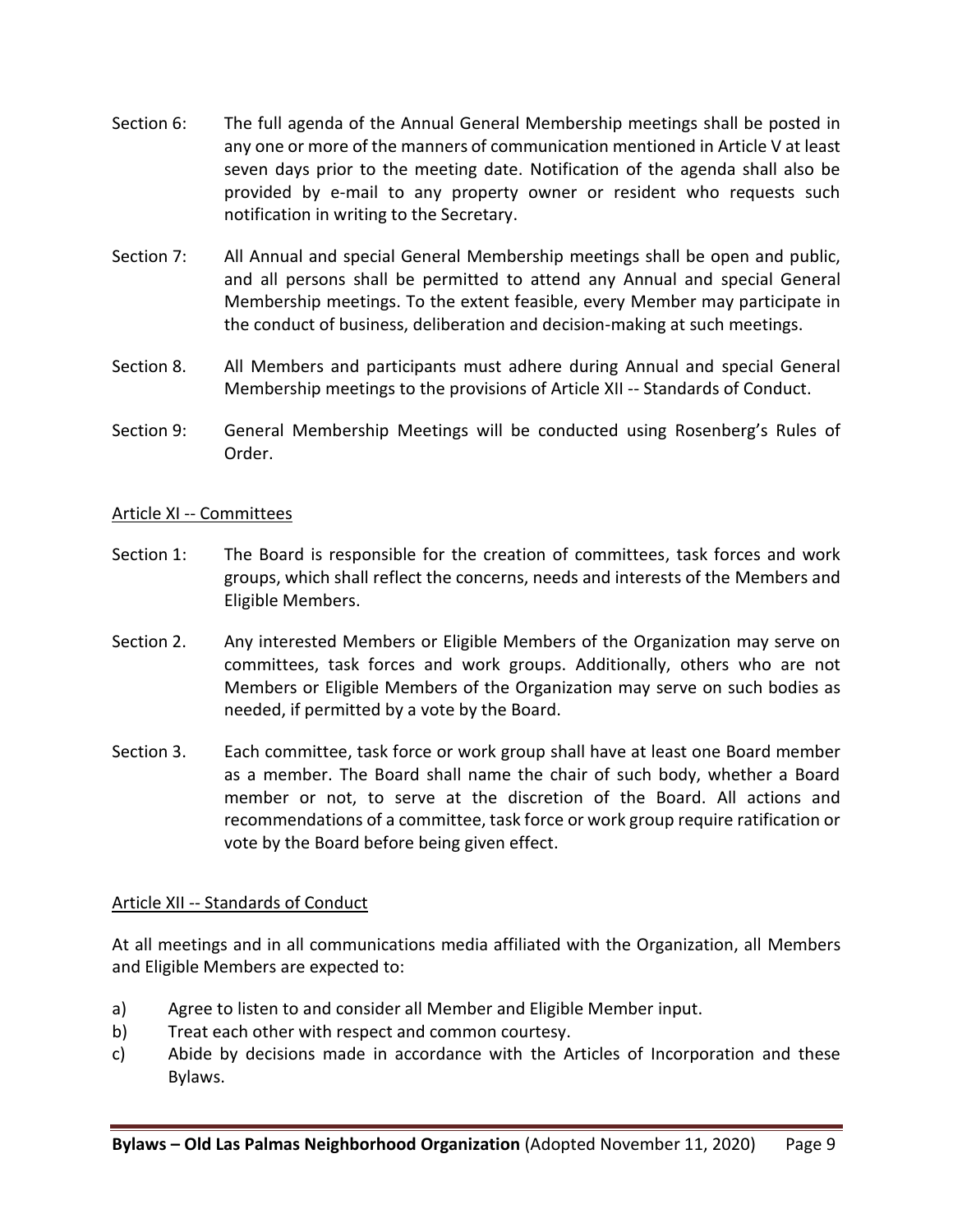Section 6: The full agenda of the Annual General Membership meetings shall be posted in any one or more of the manners of communication mentioned in Article V at least seven days prior to the meeting date. Notification of the agenda shall also be provided by e-mail to any property owner or resident who requests such notification in writing to the Secretary.

Section 7: All Annual and special General Membership meetings shall be open and public, and all persons shall be permitted to attend any Annual and special General Membership meetings. To the extent feasible, every Member may participate in the conduct of business, deliberation and decision-making at such meetings.

Section 8. All Members and participants must adhere during Annual and special General Membership meetings to the provisions of Article XII -- Standards of Conduct.

Section 9: General Membership Meetings will be conducted using Rosenberg's Rules of Order.

## Article XI -- Committees

Section 1: The Board is responsible for the creation of committees, task forces and work groups, which shall reflect the concerns, needs and interests of the Members and Eligible Members.

Section 2. Any interested Members or Eligible Members of the Organization may serve on committees, task forces and work groups. Additionally, others who are not Members or Eligible Members of the Organization may serve on such bodies as needed, if permitted by a vote by the Board.

Section 3. Each committee, task force or work group shall have at least one Board member as a member. The Board shall name the chair of such body, whether a Board member or not, to serve at the discretion of the Board. All actions and recommendations of a committee, task force or work group require ratification or vote by the Board before being given effect.

## Article XII -- Standards of Conduct

At all meetings and in all communications media affiliated with the Organization, all Members and Eligible Members are expected to:

a) Agree to listen to and consider all Member and Eligible Member input.
b) Treat each other with respect and common courtesy.
c) Abide by decisions made in accordance with the Articles of Incorporation and these Bylaws.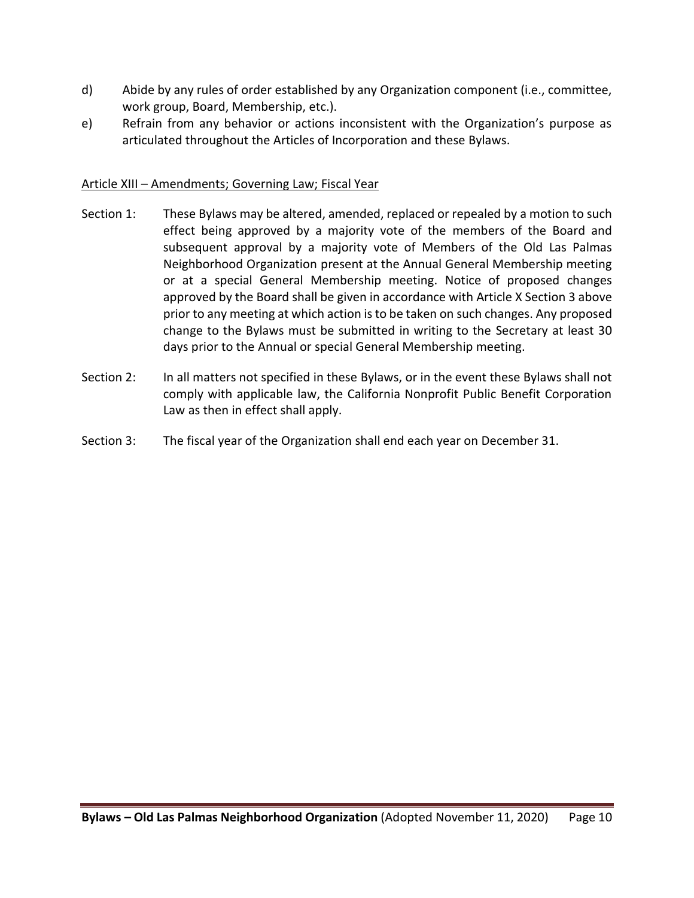d) Abide by any rules of order established by any Organization component (i.e., committee, work group, Board, Membership, etc.).

e) Refrain from any behavior or actions inconsistent with the Organization's purpose as articulated throughout the Articles of Incorporation and these Bylaws.

<u>Article XIII – Amendments; Governing Law; Fiscal Year</u>

Section 1: These Bylaws may be altered, amended, replaced or repealed by a motion to such effect being approved by a majority vote of the members of the Board and subsequent approval by a majority vote of Members of the Old Las Palmas Neighborhood Organization present at the Annual General Membership meeting or at a special General Membership meeting. Notice of proposed changes approved by the Board shall be given in accordance with Article X Section 3 above prior to any meeting at which action is to be taken on such changes. Any proposed change to the Bylaws must be submitted in writing to the Secretary at least 30 days prior to the Annual or special General Membership meeting.

Section 2: In all matters not specified in these Bylaws, or in the event these Bylaws shall not comply with applicable law, the California Nonprofit Public Benefit Corporation Law as then in effect shall apply.

Section 3: The fiscal year of the Organization shall end each year on December 31.